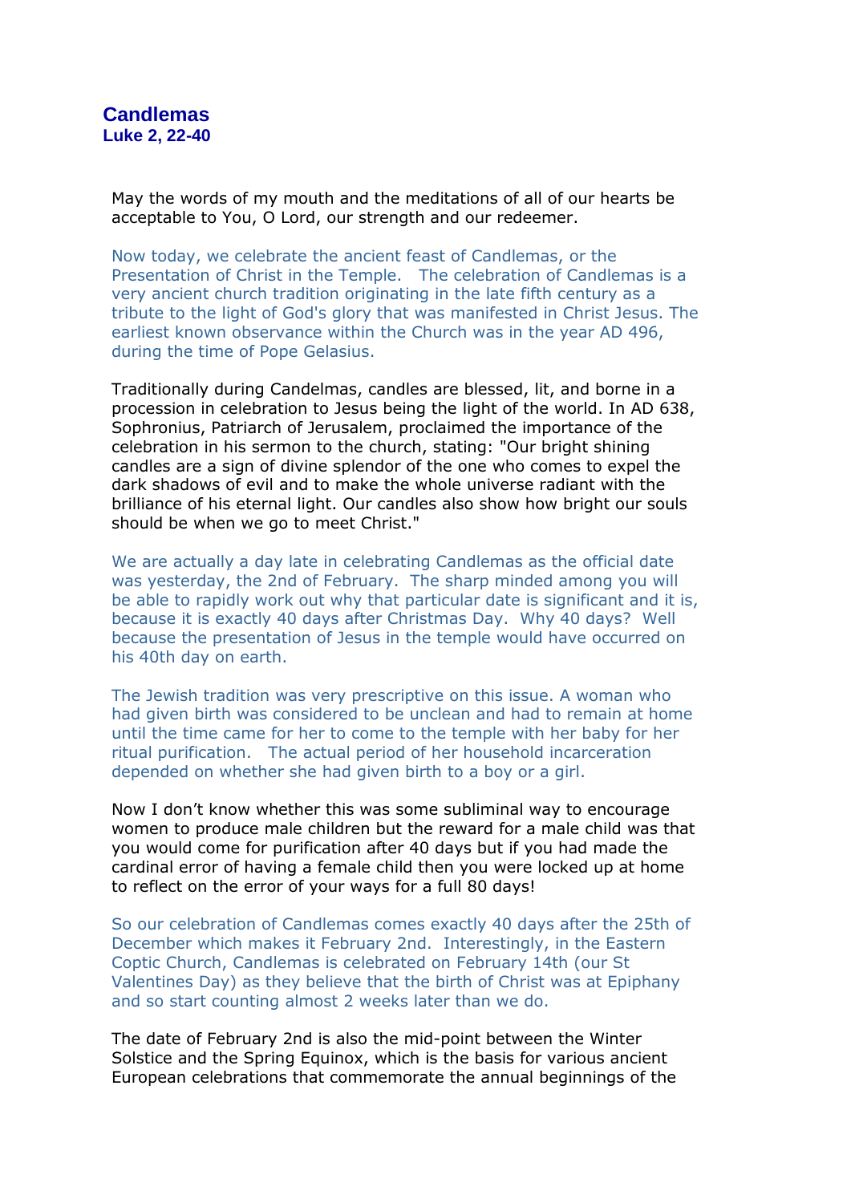# Candlemas

## Luke 2, 22-40

May the words of my mouth and the meditations of all of our hearts be acceptable to You, O Lord, our strength and our redeemer.

Now today, we celebrate the ancient feast of Candlemas, or the Presentation of Christ in the Temple. The celebration of Candlemas is a very ancient church tradition originating in the late fifth century as a tribute to the light of God's glory that was manifested in Christ Jesus. The earliest known observance within the Church was in the year AD 496, during the time of Pope Gelasius.

Traditionally during Candelmas, candles are blessed, lit, and borne in a procession in celebration to Jesus being the light of the world. In AD 638, Sophronius, Patriarch of Jerusalem, proclaimed the importance of the celebration in his sermon to the church, stating: "Our bright shining candles are a sign of divine splendor of the one who comes to expel the dark shadows of evil and to make the whole universe radiant with the brilliance of his eternal light. Our candles also show how bright our souls should be when we go to meet Christ."

We are actually a day late in celebrating Candlemas as the official date was yesterday, the 2nd of February. The sharp minded among you will be able to rapidly work out why that particular date is significant and it is, because it is exactly 40 days after Christmas Day. Why 40 days? Well because the presentation of Jesus in the temple would have occurred on his 40th day on earth.

The Jewish tradition was very prescriptive on this issue. A woman who had given birth was considered to be unclean and had to remain at home until the time came for her to come to the temple with her baby for her ritual purification. The actual period of her household incarceration depended on whether she had given birth to a boy or a girl.

Now I don't know whether this was some subliminal way to encourage women to produce male children but the reward for a male child was that you would come for purification after 40 days but if you had made the cardinal error of having a female child then you were locked up at home to reflect on the error of your ways for a full 80 days!

So our celebration of Candlemas comes exactly 40 days after the 25th of December which makes it February 2nd. Interestingly, in the Eastern Coptic Church, Candlemas is celebrated on February 14th (our St Valentines Day) as they believe that the birth of Christ was at Epiphany and so start counting almost 2 weeks later than we do.

The date of February 2nd is also the mid-point between the Winter Solstice and the Spring Equinox, which is the basis for various ancient European celebrations that commemorate the annual beginnings of the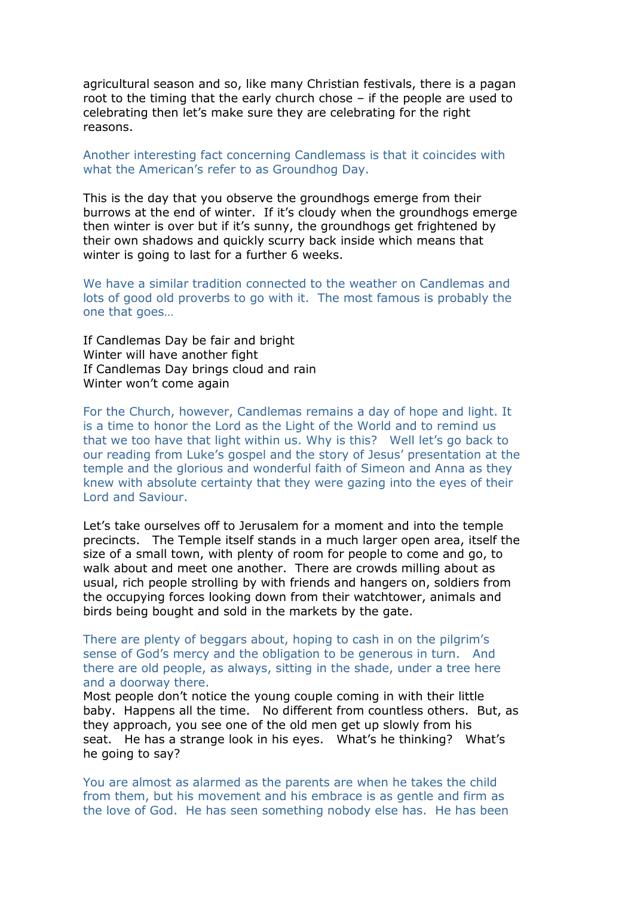agricultural season and so, like many Christian festivals, there is a pagan root to the timing that the early church chose – if the people are used to celebrating then let's make sure they are celebrating for the right reasons.

Another interesting fact concerning Candlemass is that it coincides with what the American's refer to as Groundhog Day.

This is the day that you observe the groundhogs emerge from their burrows at the end of winter. If it's cloudy when the groundhogs emerge then winter is over but if it's sunny, the groundhogs get frightened by their own shadows and quickly scurry back inside which means that winter is going to last for a further 6 weeks.

We have a similar tradition connected to the weather on Candlemas and lots of good old proverbs to go with it. The most famous is probably the one that goes…

If Candlemas Day be fair and bright
Winter will have another fight
If Candlemas Day brings cloud and rain
Winter won't come again

For the Church, however, Candlemas remains a day of hope and light. It is a time to honor the Lord as the Light of the World and to remind us that we too have that light within us. Why is this? Well let's go back to our reading from Luke's gospel and the story of Jesus' presentation at the temple and the glorious and wonderful faith of Simeon and Anna as they knew with absolute certainty that they were gazing into the eyes of their Lord and Saviour.

Let's take ourselves off to Jerusalem for a moment and into the temple precincts. The Temple itself stands in a much larger open area, itself the size of a small town, with plenty of room for people to come and go, to walk about and meet one another. There are crowds milling about as usual, rich people strolling by with friends and hangers on, soldiers from the occupying forces looking down from their watchtower, animals and birds being bought and sold in the markets by the gate.

There are plenty of beggars about, hoping to cash in on the pilgrim's sense of God's mercy and the obligation to be generous in turn. And there are old people, as always, sitting in the shade, under a tree here and a doorway there.
Most people don't notice the young couple coming in with their little baby. Happens all the time. No different from countless others. But, as they approach, you see one of the old men get up slowly from his seat. He has a strange look in his eyes. What's he thinking? What's he going to say?

You are almost as alarmed as the parents are when he takes the child from them, but his movement and his embrace is as gentle and firm as the love of God. He has seen something nobody else has. He has been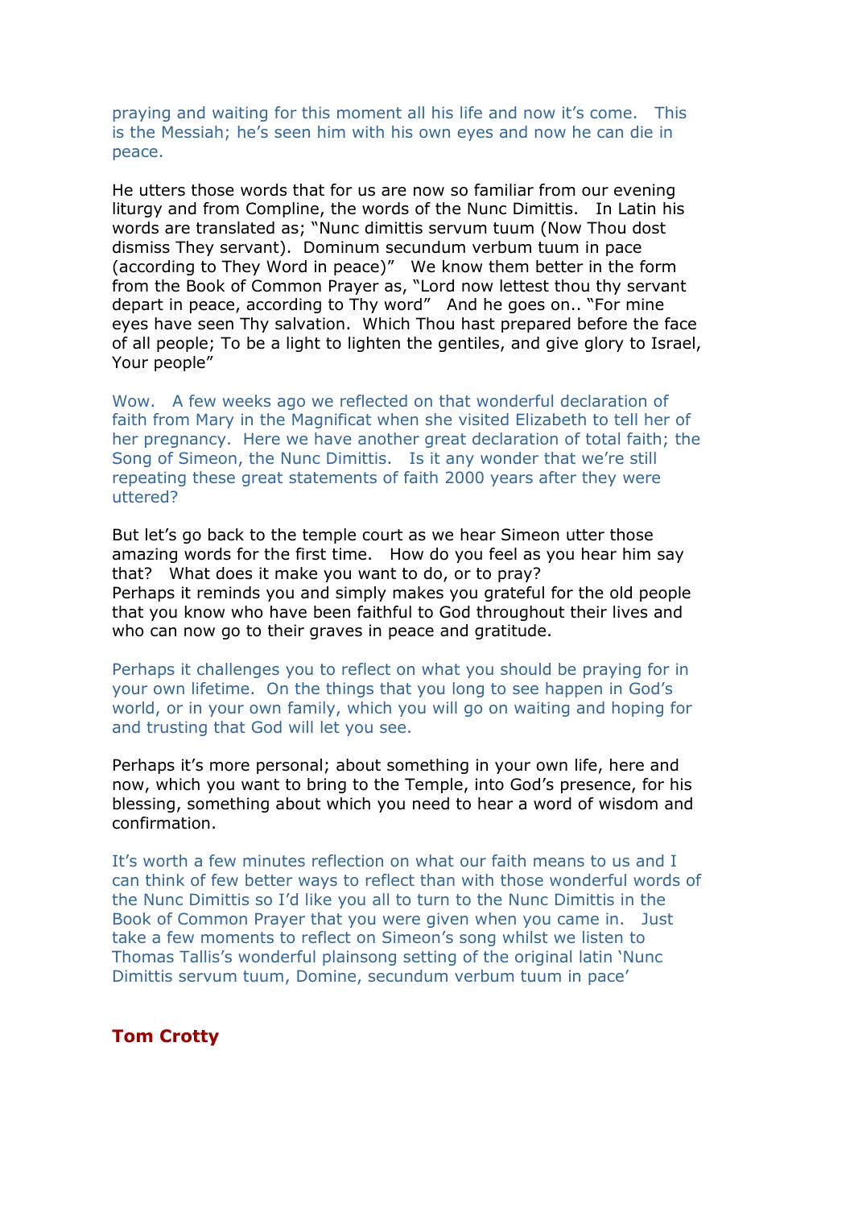praying and waiting for this moment all his life and now it's come. This is the Messiah; he's seen him with his own eyes and now he can die in peace.

He utters those words that for us are now so familiar from our evening liturgy and from Compline, the words of the Nunc Dimittis. In Latin his words are translated as; "Nunc dimittis servum tuum (Now Thou dost dismiss They servant). Dominum secundum verbum tuum in pace (according to They Word in peace)" We know them better in the form from the Book of Common Prayer as, "Lord now lettest thou thy servant depart in peace, according to Thy word" And he goes on.. "For mine eyes have seen Thy salvation. Which Thou hast prepared before the face of all people; To be a light to lighten the gentiles, and give glory to Israel, Your people"

Wow. A few weeks ago we reflected on that wonderful declaration of faith from Mary in the Magnificat when she visited Elizabeth to tell her of her pregnancy. Here we have another great declaration of total faith; the Song of Simeon, the Nunc Dimittis. Is it any wonder that we're still repeating these great statements of faith 2000 years after they were uttered?

But let's go back to the temple court as we hear Simeon utter those amazing words for the first time. How do you feel as you hear him say that? What does it make you want to do, or to pray?
Perhaps it reminds you and simply makes you grateful for the old people that you know who have been faithful to God throughout their lives and who can now go to their graves in peace and gratitude.

Perhaps it challenges you to reflect on what you should be praying for in your own lifetime. On the things that you long to see happen in God's world, or in your own family, which you will go on waiting and hoping for and trusting that God will let you see.

Perhaps it's more personal; about something in your own life, here and now, which you want to bring to the Temple, into God's presence, for his blessing, something about which you need to hear a word of wisdom and confirmation.

It's worth a few minutes reflection on what our faith means to us and I can think of few better ways to reflect than with those wonderful words of the Nunc Dimittis so I'd like you all to turn to the Nunc Dimittis in the Book of Common Prayer that you were given when you came in. Just take a few moments to reflect on Simeon's song whilst we listen to Thomas Tallis's wonderful plainsong setting of the original latin 'Nunc Dimittis servum tuum, Domine, secundum verbum tuum in pace'

**Tom Crotty**